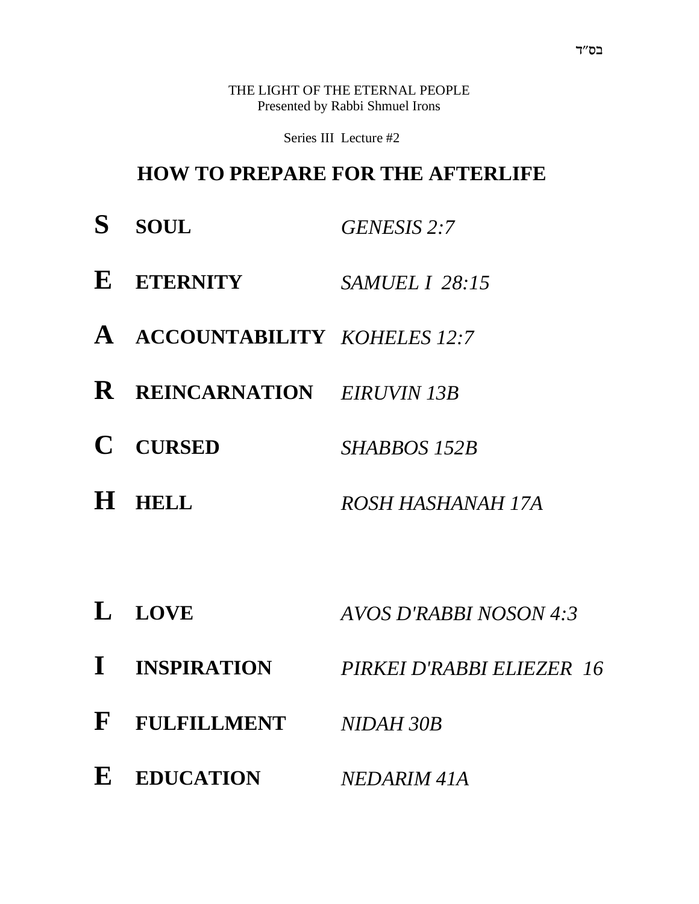בס״ד

THE LIGHT OF THE ETERNAL PEOPLE
Presented by Rabbi Shmuel Irons

Series III Lecture #2

# HOW TO PREPARE FOR THE AFTERLIFE

| | | |
|---|---|---|
| **S** | **SOUL** | *GENESIS 2:7* |
| **E** | **ETERNITY** | *SAMUEL I 28:15* |
| **A** | **ACCOUNTABILITY** | *KOHELES 12:7* |
| **R** | **REINCARNATION** | *EIRUVIN 13B* |
| **C** | **CURSED** | *SHABBOS 152B* |
| **H** | **HELL** | *ROSH HASHANAH 17A* |

| | | |
|---|---|---|
| **L** | **LOVE** | *AVOS D'RABBI NOSON 4:3* |
| **I** | **INSPIRATION** | *PIRKEI D'RABBI ELIEZER 16* |
| **F** | **FULFILLMENT** | *NIDAH 30B* |
| **E** | **EDUCATION** | *NEDARIM 41A* |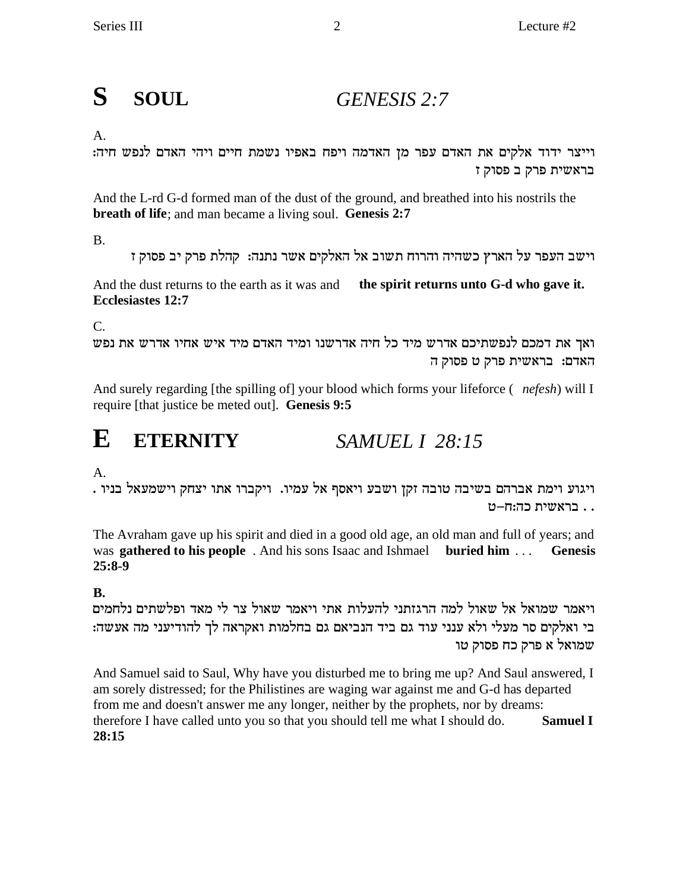# S SOUL *GENESIS 2:7*

A.

וייצר ידוד אלקים את האדם עפר מן האדמה ויפח באפיו נשמת חיים ויהי האדם לנפש חיה:
בראשית פרק ב פסוק ז

And the L-rd G-d formed man of the dust of the ground, and breathed into his nostrils the **breath of life**; and man became a living soul. **Genesis 2:7**

B.

וישב העפר על הארץ כשהיה והרוח תשוב אל האלקים אשר נתנה: קהלת פרק יב פסוק ז

And the dust returns to the earth as it was and **the spirit returns unto G-d who gave it. Ecclesiastes 12:7**

C.

ואך את דמכם לנפשתיכם אדרש מיד כל חיה אדרשנו ומיד האדם מיד איש אחיו אדרש את נפש האדם: בראשית פרק ט פסוק ה

And surely regarding [the spilling of] your blood which forms your lifeforce ( *nefesh*) will I require [that justice be meted out]. **Genesis 9:5**

# E ETERNITY *SAMUEL I 28:15*

A.

ויגוע וימת אברהם בשיבה טובה זקן ושבע ויאסף אל עמיו. ויקברו אתו יצחק וישמעאל בניו . . . בראשית כה:ח–ט

The Avraham gave up his spirit and died in a good old age, an old man and full of years; and was **gathered to his people** . And his sons Isaac and Ishmael **buried him** . . . **Genesis 25:8-9**

**B.**

ויאמר שמואל אל שאול למה הרגזתני להעלות אתי ויאמר שאול צר לי מאד ופלשתים נלחמים בי ואלקים סר מעלי ולא ענני עוד גם ביד הנביאם גם בחלמות ואקראה לך להודיעני מה אעשה:
שמואל א פרק כח פסוק טו

And Samuel said to Saul, Why have you disturbed me to bring me up? And Saul answered, I am sorely distressed; for the Philistines are waging war against me and G-d has departed from me and doesn't answer me any longer, neither by the prophets, nor by dreams: therefore I have called unto you so that you should tell me what I should do. **Samuel I 28:15**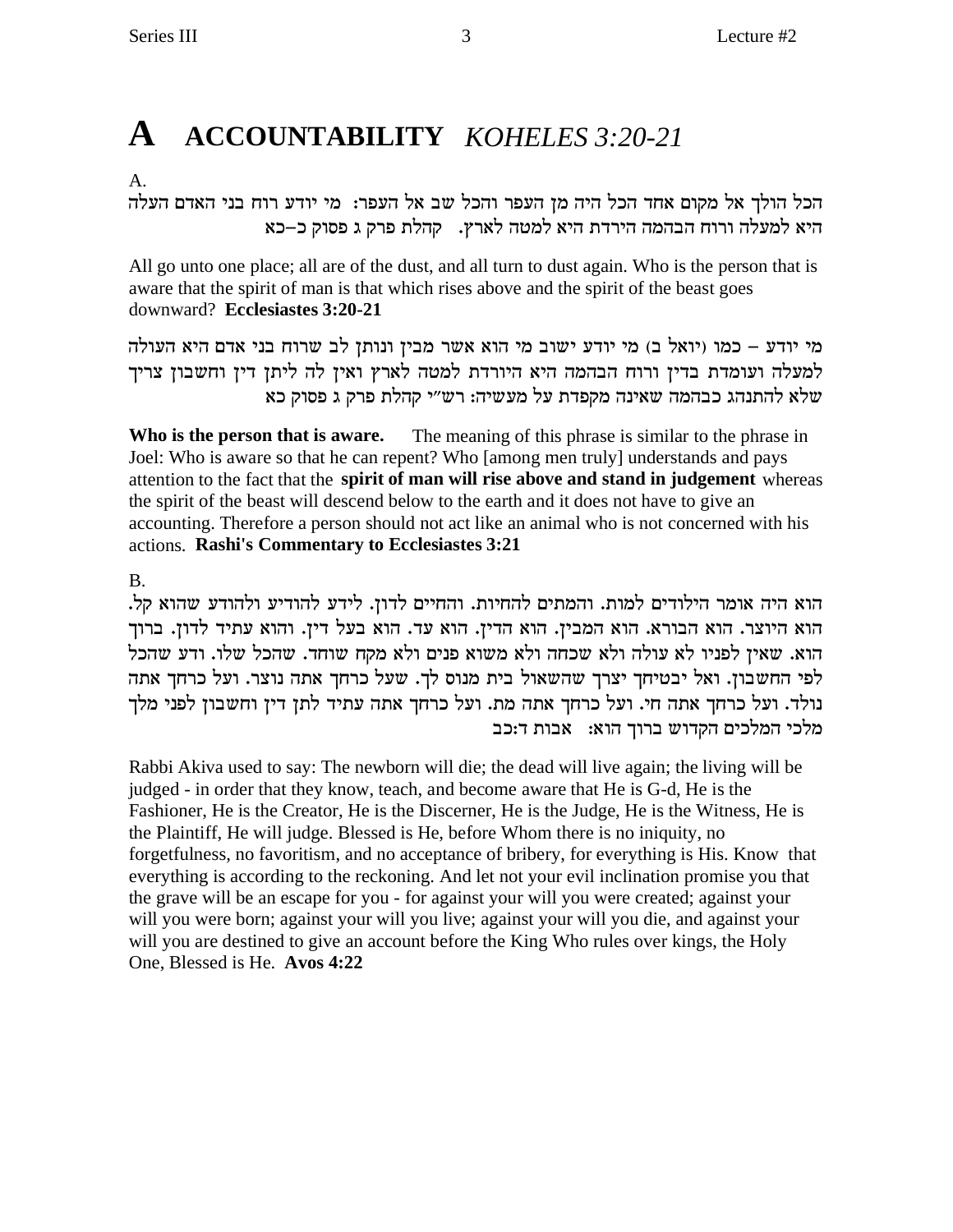# A ACCOUNTABILITY *KOHELES 3:20-21*

A.

הכל הולך אל מקום אחד הכל היה מן העפר והכל שב אל העפר: מי יודע רוח בני האדם העלה היא למעלה ורוח הבהמה הירדת היא למטה לארץ. קהלת פרק ג פסוק כ–כא

All go unto one place; all are of the dust, and all turn to dust again. Who is the person that is aware that the spirit of man is that which rises above and the spirit of the beast goes downward? **Ecclesiastes 3:20-21**

מי יודע – כמו (יואל ב) מי יודע ישוב מי הוא אשר מבין ונותן לב שרוח בני אדם היא העולה למעלה ועומדת בדין ורוח הבהמה היא היורדת למטה לארץ ואין לה ליתן דין וחשבון צריך שלא להתנהג כבהמה שאינה מקפדת על מעשיה: רש"י קהלת פרק ג פסוק כא

**Who is the person that is aware.** The meaning of this phrase is similar to the phrase in Joel: Who is aware so that he can repent? Who [among men truly] understands and pays attention to the fact that the **spirit of man will rise above and stand in judgement** whereas the spirit of the beast will descend below to the earth and it does not have to give an accounting. Therefore a person should not act like an animal who is not concerned with his actions. **Rashi's Commentary to Ecclesiastes 3:21**

B.

הוא היה אומר הילודים למות. והמתים להחיות. והחיים לדון. לידע להודיע ולהודע שהוא קל. הוא היוצר. הוא הבורא. הוא המבין. הוא הדין. הוא עד. הוא בעל דין. והוא עתיד לדון. ברוך הוא. שאין לפניו לא עולה ולא שכחה ולא משוא פנים ולא מקח שוחד. שהכל שלו. ודע שהכל לפי החשבון. ואל יבטיחך יצרך שהשאול בית מנוס לך. שעל כרחך אתה נוצר. ועל כרחך אתה נולד. ועל כרחך אתה חי. ועל כרחך אתה מת. ועל כרחך אתה עתיד לתן דין וחשבון לפני מלך מלכי המלכים הקדוש ברוך הוא: אבות ד:כב

Rabbi Akiva used to say: The newborn will die; the dead will live again; the living will be judged - in order that they know, teach, and become aware that He is G-d, He is the Fashioner, He is the Creator, He is the Discerner, He is the Judge, He is the Witness, He is the Plaintiff, He will judge. Blessed is He, before Whom there is no iniquity, no forgetfulness, no favoritism, and no acceptance of bribery, for everything is His. Know that everything is according to the reckoning. And let not your evil inclination promise you that the grave will be an escape for you - for against your will you were created; against your will you were born; against your will you live; against your will you die, and against your will you are destined to give an account before the King Who rules over kings, the Holy One, Blessed is He. **Avos 4:22**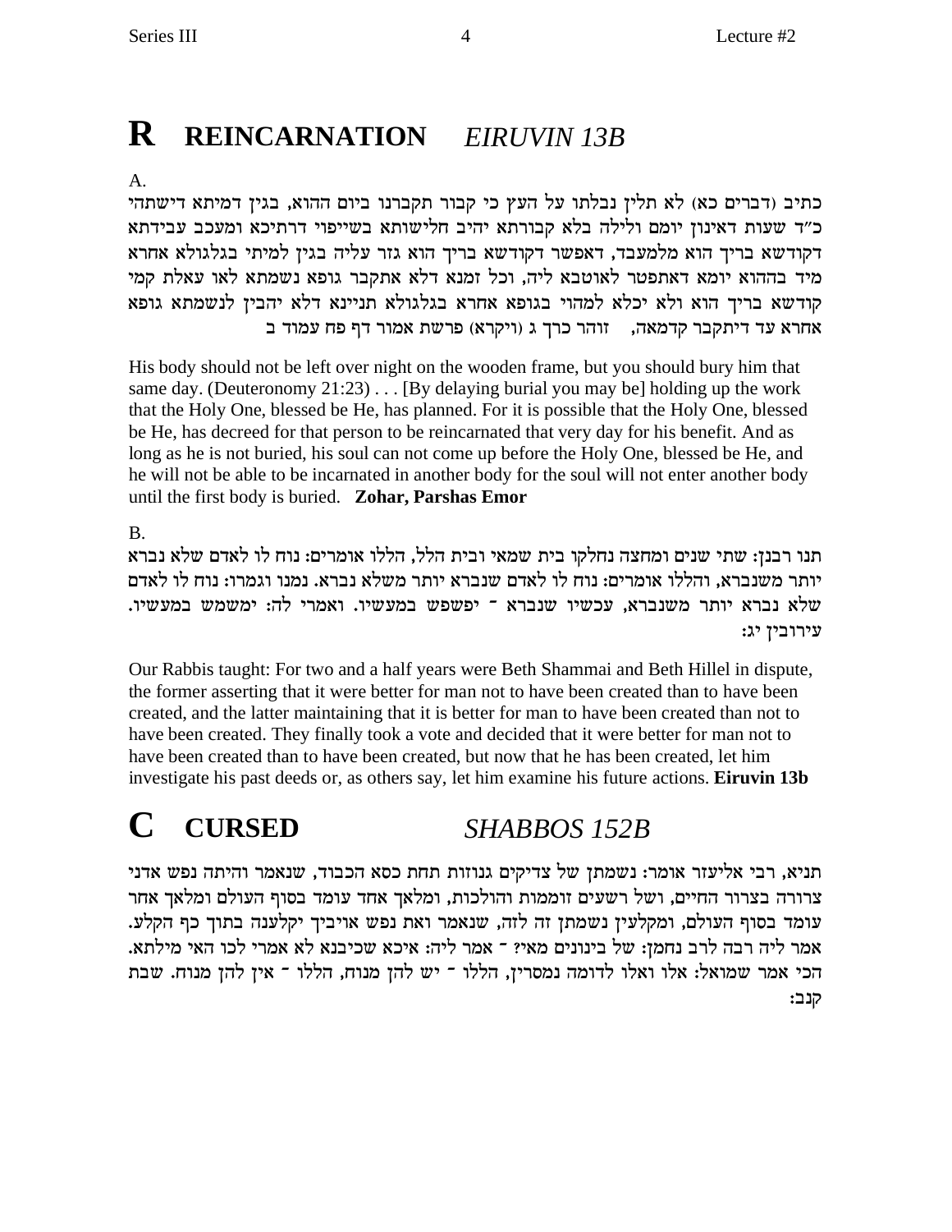# R REINCARNATION *EIRUVIN 13B*

A.

כתיב (דברים כא) לא תלין נבלתו על העץ כי קבור תקברנו ביום ההוא, בגין דמיתא דישתהי כ"ד שעות דאינון יומם ולילה בלא קבורתא יהיב חלישותא בשייפוי דרתיכא ומעכב עבידתא דקודשא בריך הוא מלמעבד, דאפשר דקודשא בריך הוא גזר עליה בגין למיתי בגלגולא אחרא מיד בההוא יומא דאתפטר לאוטבא ליה, וכל זמנא דלא אתקבר גופא נשמתא לאו עאלת קמי קודשא בריך הוא ולא יכלא למהוי בגופא אחרא בגלגולא תניינא דלא יהבין לנשמתא גופא אחרא עד דיתקבר קדמאה, זוהר כרך ג (ויקרא) פרשת אמור דף פח עמוד ב

His body should not be left over night on the wooden frame, but you should bury him that same day. (Deuteronomy 21:23) . . . [By delaying burial you may be] holding up the work that the Holy One, blessed be He, has planned. For it is possible that the Holy One, blessed be He, has decreed for that person to be reincarnated that very day for his benefit. And as long as he is not buried, his soul can not come up before the Holy One, blessed be He, and he will not be able to be incarnated in another body for the soul will not enter another body until the first body is buried. **Zohar, Parshas Emor**

B.

תנו רבנן: שתי שנים ומחצה נחלקו בית שמאי ובית הלל, הללו אומרים: נוח לו לאדם שלא נברא יותר משנברא, והללו אומרים: נוח לו לאדם שנברא יותר משלא נברא. נמנו וגמרו: נוח לו לאדם שלא נברא יותר משנברא, עכשיו שנברא - יפשפש במעשיו. ואמרי לה: ימשמש במעשיו. עירובין יג:

Our Rabbis taught: For two and a half years were Beth Shammai and Beth Hillel in dispute, the former asserting that it were better for man not to have been created than to have been created, and the latter maintaining that it is better for man to have been created than not to have been created. They finally took a vote and decided that it were better for man not to have been created than to have been created, but now that he has been created, let him investigate his past deeds or, as others say, let him examine his future actions. **Eiruvin 13b**

# C CURSED *SHABBOS 152B*

תניא, רבי אליעזר אומר: נשמתן של צדיקים גנוזות תחת כסא הכבוד, שנאמר והיתה נפש אדני צרורה בצרור החיים, ושל רשעים זוממות והולכות, ומלאך אחד עומד בסוף העולם ומלאך אחר עומד בסוף העולם, ומקלעין נשמתן זה לזה, שנאמר ואת נפש אויביך יקלענה בתוך כף הקלע. אמר ליה רבה לרב נחמן: של בינונים מאי? - אמר ליה: איכא שכיבנא לא אמרי לכו האי מילתא. הכי אמר שמואל: אלו ואלו לדומה נמסרין, הללו - יש להן מנוח, הללו - אין להן מנוח. שבת קנב: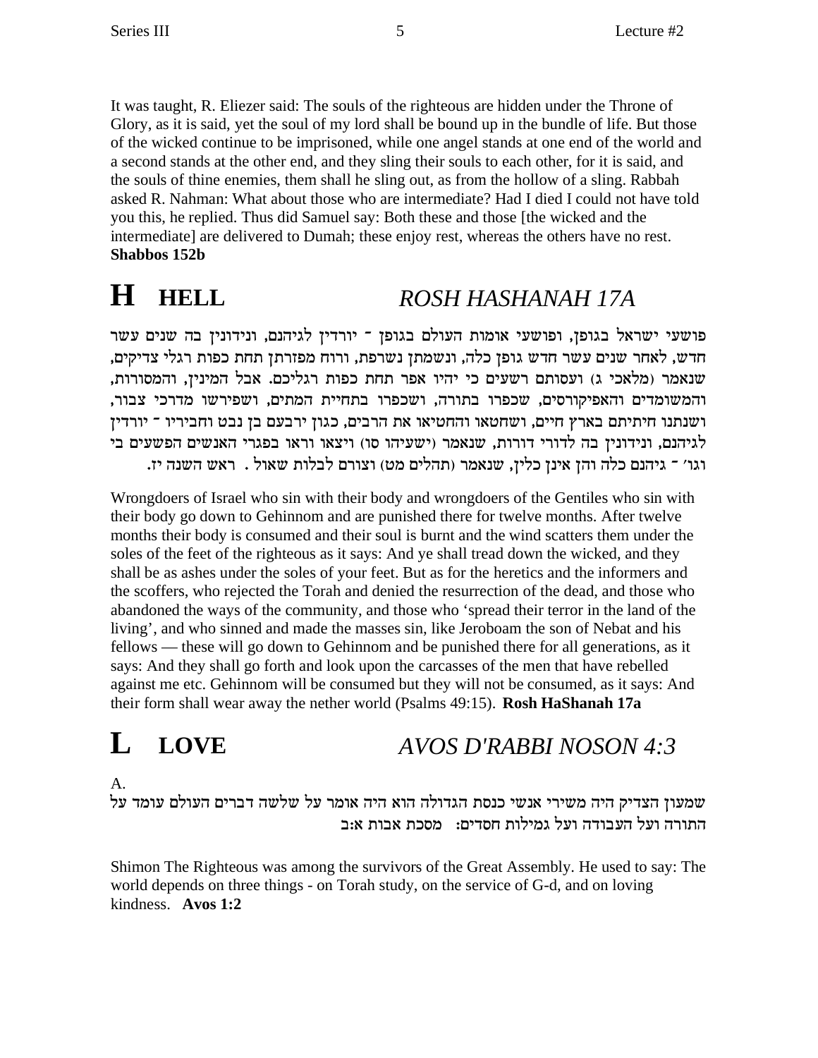It was taught, R. Eliezer said: The souls of the righteous are hidden under the Throne of Glory, as it is said, yet the soul of my lord shall be bound up in the bundle of life. But those of the wicked continue to be imprisoned, while one angel stands at one end of the world and a second stands at the other end, and they sling their souls to each other, for it is said, and the souls of thine enemies, them shall he sling out, as from the hollow of a sling. Rabbah asked R. Nahman: What about those who are intermediate? Had I died I could not have told you this, he replied. Thus did Samuel say: Both these and those [the wicked and the intermediate] are delivered to Dumah; these enjoy rest, whereas the others have no rest. **Shabbos 152b**

# H HELL *ROSH HASHANAH 17A*

פושעי ישראל בגופן, ופושעי אומות העולם בגופן ־ יורדין לגיהנם, ונידונין בה שנים עשר חדש, לאחר שנים עשר חדש גופן כלה, ונשמתן נשרפת, ורוח מפזרתן תחת כפות רגלי צדיקים, שנאמר (מלאכי ג) ועסותם רשעים כי יהיו אפר תחת כפות רגליכם. אבל המינין, והמסורות, והמשומדים והאפיקורסים, שכפרו בתורה, ושכפרו בתחיית המתים, ושפירשו מדרכי צבור, ושנתנו חיתיתם בארץ חיים, ושחטאו והחטיאו את הרבים, כגון ירבעם בן נבט וחביריו ־ יורדין לגיהנם, ונידונין בה לדורי דורות, שנאמר (ישעיהו סו) ויצאו וראו בפגרי האנשים הפשעים בי וגו׳ ־ גיהנם כלה והן אינן כלין, שנאמר (תהלים מט) וצורם לבלות שאול . ראש השנה יז.

Wrongdoers of Israel who sin with their body and wrongdoers of the Gentiles who sin with their body go down to Gehinnom and are punished there for twelve months. After twelve months their body is consumed and their soul is burnt and the wind scatters them under the soles of the feet of the righteous as it says: And ye shall tread down the wicked, and they shall be as ashes under the soles of your feet. But as for the heretics and the informers and the scoffers, who rejected the Torah and denied the resurrection of the dead, and those who abandoned the ways of the community, and those who 'spread their terror in the land of the living', and who sinned and made the masses sin, like Jeroboam the son of Nebat and his fellows — these will go down to Gehinnom and be punished there for all generations, as it says: And they shall go forth and look upon the carcasses of the men that have rebelled against me etc. Gehinnom will be consumed but they will not be consumed, as it says: And their form shall wear away the nether world (Psalms 49:15). **Rosh HaShanah 17a**

# L LOVE *AVOS D'RABBI NOSON 4:3*

A.

שמעון הצדיק היה משירי אנשי כנסת הגדולה הוא היה אומר על שלשה דברים העולם עומד על התורה ועל העבודה ועל גמילות חסדים: מסכת אבות א:ב

Shimon The Righteous was among the survivors of the Great Assembly. He used to say: The world depends on three things - on Torah study, on the service of G-d, and on loving kindness. **Avos 1:2**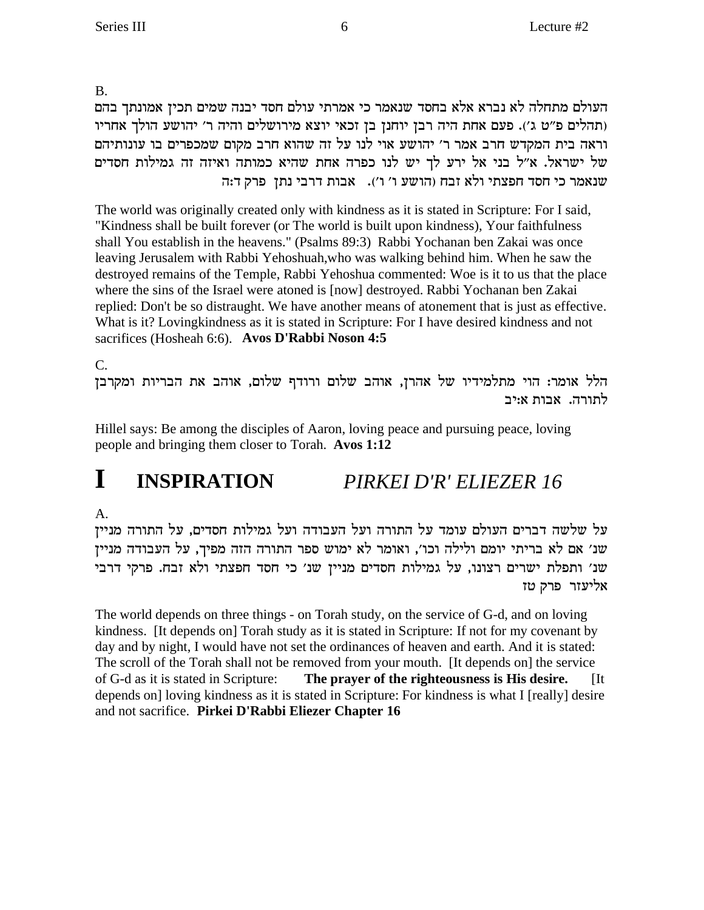B.

העולם מתחלה לא נברא אלא בחסד שנאמר כי אמרתי עולם חסד יבנה שמים תכין אמונתך בהם (תהלים פ"ט ג'). פעם אחת היה רבן יוחנן בן זכאי יוצא מירושלים והיה ר' יהושע הולך אחריו וראה בית המקדש חרב אמר ר' יהושע אוי לנו על זה שהוא חרב מקום שמכפרים בו עונותיהם של ישראל. א"ל בני אל ירע לך יש לנו כפרה אחת שהיא כמותה ואיזה זה גמילות חסדים שנאמר כי חסד חפצתי ולא זבח (הושע ו' ו'). אבות דרבי נתן פרק ד:ה

The world was originally created only with kindness as it is stated in Scripture: For I said, "Kindness shall be built forever (or The world is built upon kindness), Your faithfulness shall You establish in the heavens." (Psalms 89:3) Rabbi Yochanan ben Zakai was once leaving Jerusalem with Rabbi Yehoshuah,who was walking behind him. When he saw the destroyed remains of the Temple, Rabbi Yehoshua commented: Woe is it to us that the place where the sins of the Israel were atoned is [now] destroyed. Rabbi Yochanan ben Zakai replied: Don't be so distraught. We have another means of atonement that is just as effective. What is it? Lovingkindness as it is stated in Scripture: For I have desired kindness and not sacrifices (Hosheah 6:6). **Avos D'Rabbi Noson 4:5**

C.

הלל אומר: הוי מתלמידיו של אהרן, אוהב שלום ורודף שלום, אוהב את הבריות ומקרבן לתורה. אבות א:יב

Hillel says: Be among the disciples of Aaron, loving peace and pursuing peace, loving people and bringing them closer to Torah. **Avos 1:12**

# I INSPIRATION *PIRKEI D'R' ELIEZER 16*

A.

על שלשה דברים העולם עומד על התורה ועל העבודה ועל גמילות חסדים, על התורה מניין שנ' אם לא בריתי יומם ולילה וכו', ואומר לא ימוש ספר התורה הזה מפיך, על העבודה מניין שנ' ותפלת ישרים רצונו, על גמילות חסדים מניין שנ' כי חסד חפצתי ולא זבח. פרקי דרבי אליעזר פרק טז

The world depends on three things - on Torah study, on the service of G-d, and on loving kindness. [It depends on] Torah study as it is stated in Scripture: If not for my covenant by day and by night, I would have not set the ordinances of heaven and earth. And it is stated: The scroll of the Torah shall not be removed from your mouth. [It depends on] the service of G-d as it is stated in Scripture: **The prayer of the righteousness is His desire.** [It depends on] loving kindness as it is stated in Scripture: For kindness is what I [really] desire and not sacrifice. **Pirkei D'Rabbi Eliezer Chapter 16**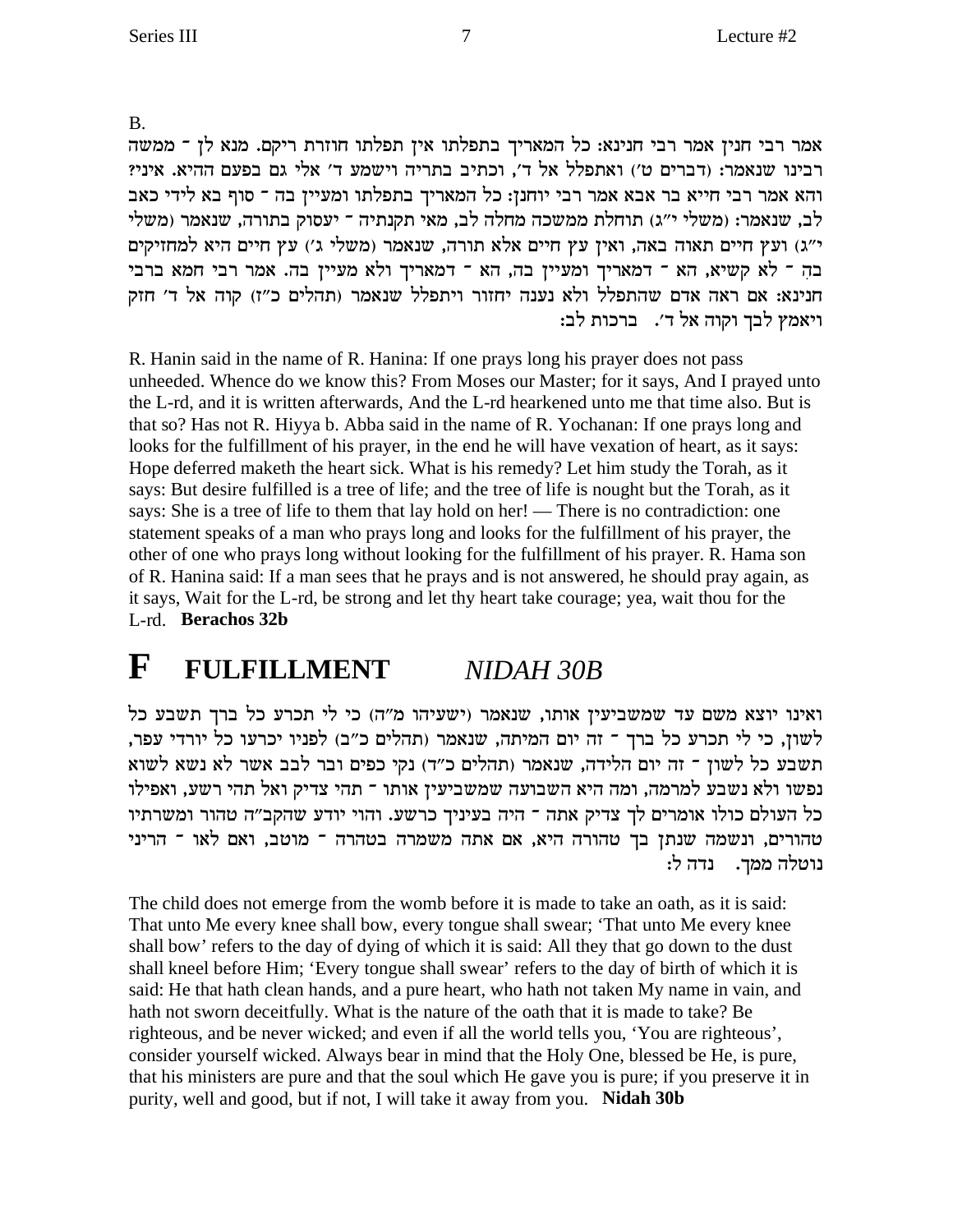B.

אמר רבי חנין אמר רבי חנינא: כל המאריך בתפלתו אין תפלתו חוזרת ריקם. מנא לן ־ ממשה רבינו שנאמר: (דברים ט') ואתפלל אל ד', וכתיב בתריה וישמע ד' אלי גם בפעם ההיא. איני? והא אמר רבי חייא בר אבא אמר רבי יוחנן: כל המאריך בתפלתו ומעיין בה ־ סוף בא לידי כאב לב, שנאמר: (משלי י"ג) תוחלת ממשכה מחלה לב, מאי תקנתיה ־ יעסוק בתורה, שנאמר (משלי י"ג) ועץ חיים תאוה באה, ואין עץ חיים אלא תורה, שנאמר (משלי ג') עץ חיים היא למחזיקים בה ־ לא קשיא, הא ־ דמאריך ומעיין בה, הא ־ דמאריך ולא מעיין בה. אמר רבי חמא ברבי חנינא: אם ראה אדם שהתפלל ולא נענה יחזור ויתפלל שנאמר (תהלים כ"ז) קוה אל ד' חזק ויאמץ לבך וקוה אל ד'. ברכות לב:

R. Hanin said in the name of R. Hanina: If one prays long his prayer does not pass unheeded. Whence do we know this? From Moses our Master; for it says, And I prayed unto the L-rd, and it is written afterwards, And the L-rd hearkened unto me that time also. But is that so? Has not R. Hiyya b. Abba said in the name of R. Yochanan: If one prays long and looks for the fulfillment of his prayer, in the end he will have vexation of heart, as it says: Hope deferred maketh the heart sick. What is his remedy? Let him study the Torah, as it says: But desire fulfilled is a tree of life; and the tree of life is nought but the Torah, as it says: She is a tree of life to them that lay hold on her! — There is no contradiction: one statement speaks of a man who prays long and looks for the fulfillment of his prayer, the other of one who prays long without looking for the fulfillment of his prayer. R. Hama son of R. Hanina said: If a man sees that he prays and is not answered, he should pray again, as it says, Wait for the L-rd, be strong and let thy heart take courage; yea, wait thou for the L-rd. **Berachos 32b**

# F FULFILLMENT *NIDAH 30B*

ואינו יוצא משם עד שמשביעין אותו, שנאמר (ישעיהו מ"ה) כי לי תכרע כל ברך תשבע כל לשון, כי לי תכרע כל ברך ־ זה יום המיתה, שנאמר (תהלים כ"ב) לפניו יכרעו כל יורדי עפר, תשבע כל לשון ־ זה יום הלידה, שנאמר (תהלים כ"ד) נקי כפים ובר לבב אשר לא נשא לשוא נפשו ולא נשבע למרמה, ומה היא השבועה שמשביעין אותו ־ תהי צדיק ואל תהי רשע, ואפילו כל העולם כולו אומרים לך צדיק אתה ־ היה בעיניך כרשע. והוי יודע שהקב"ה טהור ומשרתיו טהורים, ונשמה שנתן בך טהורה היא, אם אתה משמרה בטהרה ־ מוטב, ואם לאו ־ הריני נוטלה ממך. נדה ל:

The child does not emerge from the womb before it is made to take an oath, as it is said: That unto Me every knee shall bow, every tongue shall swear; 'That unto Me every knee shall bow' refers to the day of dying of which it is said: All they that go down to the dust shall kneel before Him; 'Every tongue shall swear' refers to the day of birth of which it is said: He that hath clean hands, and a pure heart, who hath not taken My name in vain, and hath not sworn deceitfully. What is the nature of the oath that it is made to take? Be righteous, and be never wicked; and even if all the world tells you, 'You are righteous', consider yourself wicked. Always bear in mind that the Holy One, blessed be He, is pure, that his ministers are pure and that the soul which He gave you is pure; if you preserve it in purity, well and good, but if not, I will take it away from you. **Nidah 30b**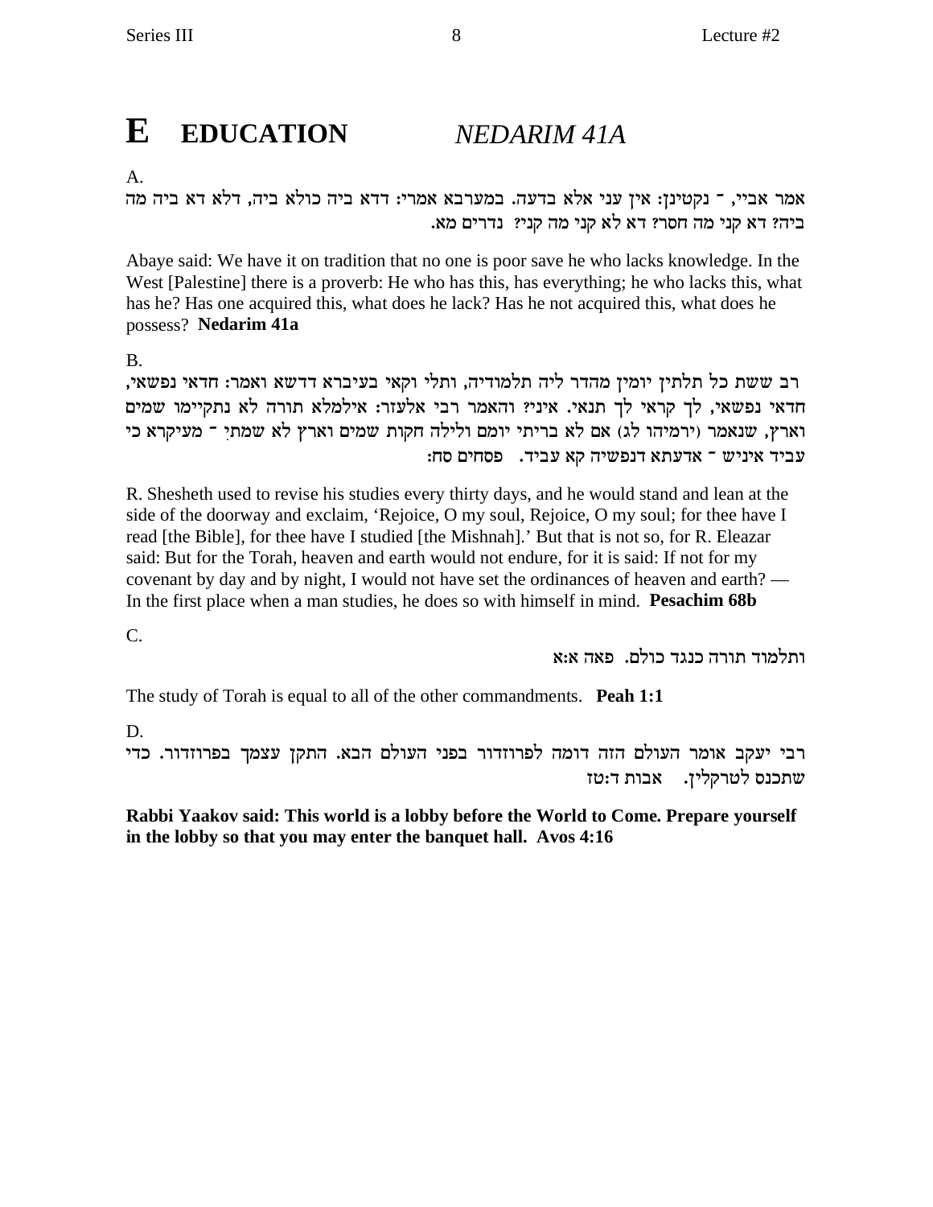# E EDUCATION *NEDARIM 41A*

A.

אמר אביי, ־ נקטינן: אין עני אלא בדעה. במערבא אמרי: דדא ביה כולא ביה, דלא דא ביה מה ביה? דא קני מה חסר? דא לא קני מה קני? נדרים מא.

Abaye said: We have it on tradition that no one is poor save he who lacks knowledge. In the West [Palestine] there is a proverb: He who has this, has everything; he who lacks this, what has he? Has one acquired this, what does he lack? Has he not acquired this, what does he possess? **Nedarim 41a**

B.

רב ששת כל תלתין יומין מהדר ליה תלמודיה, ותלי וקאי בעיברא דדשא ואמר: חדאי נפשאי, חדאי נפשאי, לך קראי לך תנאי. איני? והאמר רבי אלעזר: אילמלא תורה לא נתקיימו שמים וארץ, שנאמר (ירמיהו לג) אם לא בריתי יומם ולילה חקות שמים וארץ לא שמתי ־ מעיקרא כי עביד איניש ־ אדעתא דנפשיה קא עביד. פסחים סח:

R. Shesheth used to revise his studies every thirty days, and he would stand and lean at the side of the doorway and exclaim, 'Rejoice, O my soul, Rejoice, O my soul; for thee have I read [the Bible], for thee have I studied [the Mishnah].' But that is not so, for R. Eleazar said: But for the Torah, heaven and earth would not endure, for it is said: If not for my covenant by day and by night, I would not have set the ordinances of heaven and earth? — In the first place when a man studies, he does so with himself in mind. **Pesachim 68b**

C.

ותלמוד תורה כנגד כולם. פאה א:א

The study of Torah is equal to all of the other commandments. **Peah 1:1**

D.

רבי יעקב אומר העולם הזה דומה לפרוזדור בפני העולם הבא. התקן עצמך בפרוזדור. כדי שתכנס לטרקלין. אבות ד:טז

**Rabbi Yaakov said: This world is a lobby before the World to Come. Prepare yourself in the lobby so that you may enter the banquet hall. Avos 4:16**